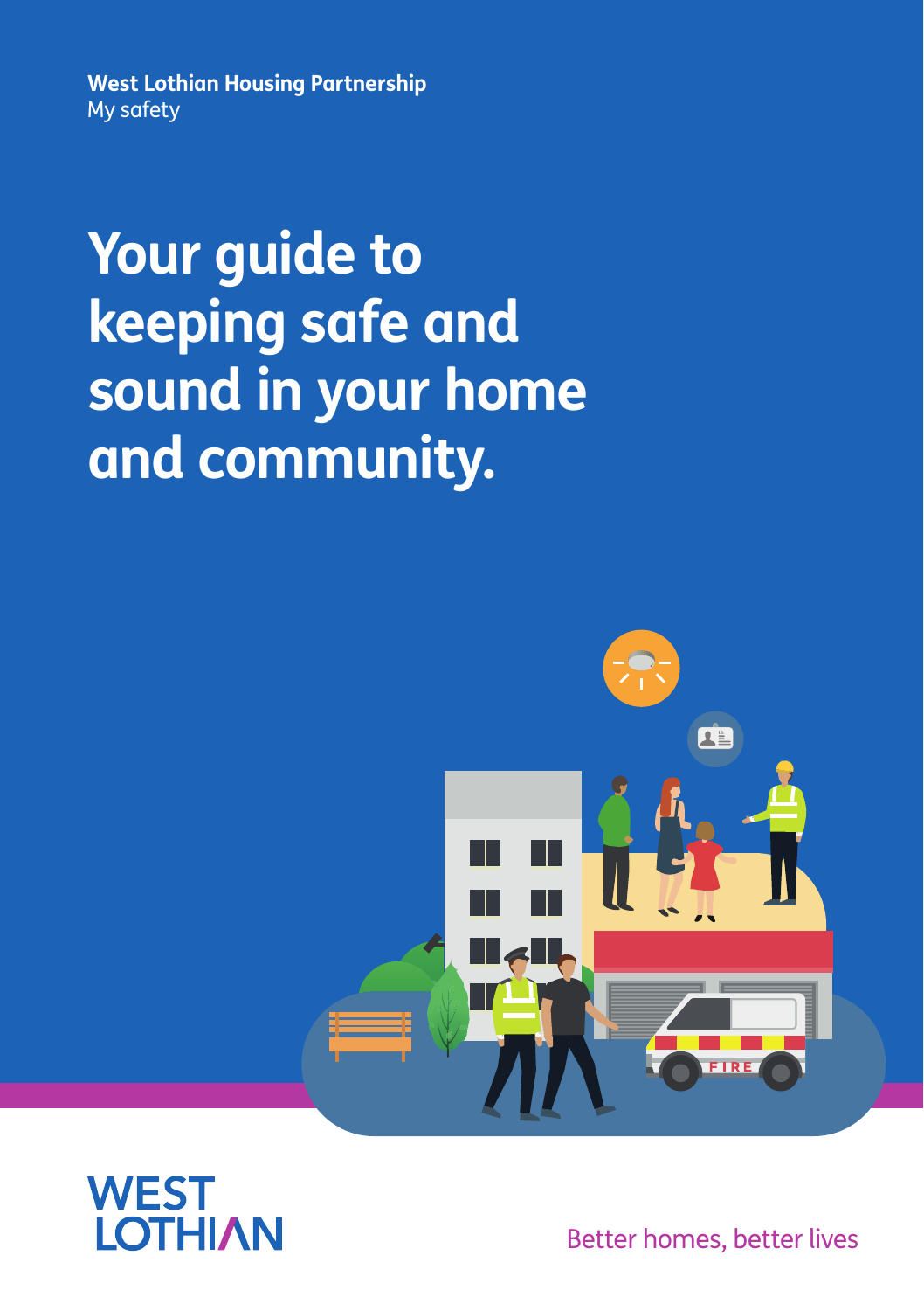**West Lothian Housing Partnership**
My safety

# Your guide to keeping safe and sound in your home and community.

WEST LOTHIAN

Better homes, better lives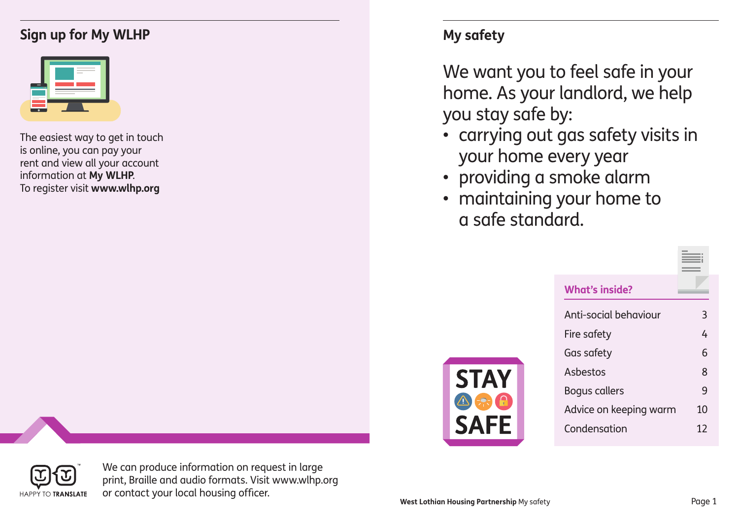## Sign up for My WLHP

The easiest way to get in touch is online, you can pay your rent and view all your account information at **My WLHP**.
To register visit **www.wlhp.org**

HAPPY TO TRANSLATE

We can produce information on request in large print, Braille and audio formats. Visit www.wlhp.org or contact your local housing officer.

## My safety

We want you to feel safe in your home. As your landlord, we help you stay safe by:

- carrying out gas safety visits in your home every year
- providing a smoke alarm
- maintaining your home to a safe standard.

STAY SAFE

### What's inside?

| | |
|---|---|
| Anti-social behaviour | 3 |
| Fire safety | 4 |
| Gas safety | 6 |
| Asbestos | 8 |
| Bogus callers | 9 |
| Advice on keeping warm | 10 |
| Condensation | 12 |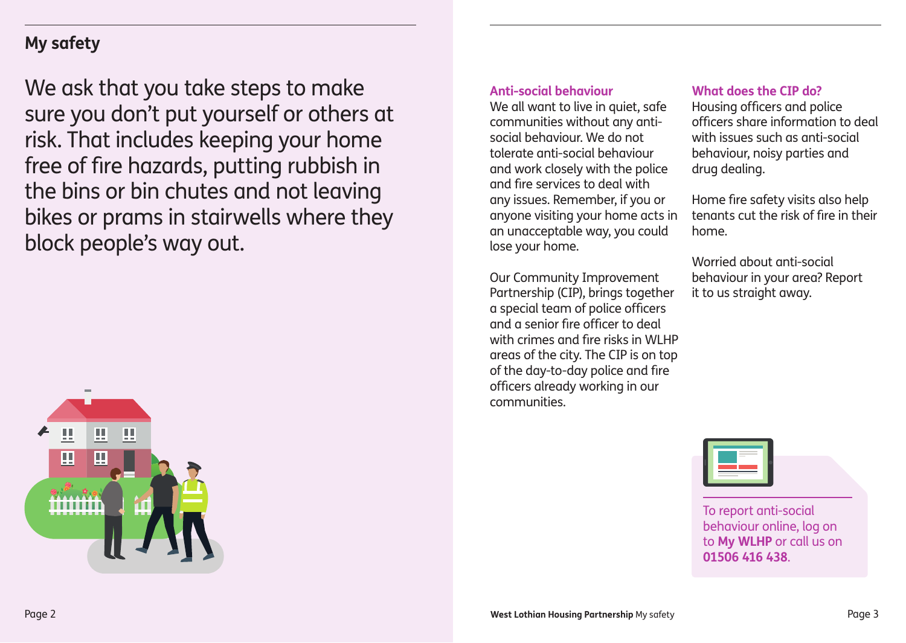## My safety

We ask that you take steps to make sure you don't put yourself or others at risk. That includes keeping your home free of fire hazards, putting rubbish in the bins or bin chutes and not leaving bikes or prams in stairwells where they block people's way out.

### Anti-social behaviour

We all want to live in quiet, safe communities without any anti-social behaviour. We do not tolerate anti-social behaviour and work closely with the police and fire services to deal with any issues. Remember, if you or anyone visiting your home acts in an unacceptable way, you could lose your home.

Our Community Improvement Partnership (CIP), brings together a special team of police officers and a senior fire officer to deal with crimes and fire risks in WLHP areas of the city. The CIP is on top of the day-to-day police and fire officers already working in our communities.

### What does the CIP do?

Housing officers and police officers share information to deal with issues such as anti-social behaviour, noisy parties and drug dealing.

Home fire safety visits also help tenants cut the risk of fire in their home.

Worried about anti-social behaviour in your area? Report it to us straight away.

To report anti-social behaviour online, log on to **My WLHP** or call us on **01506 416 438**.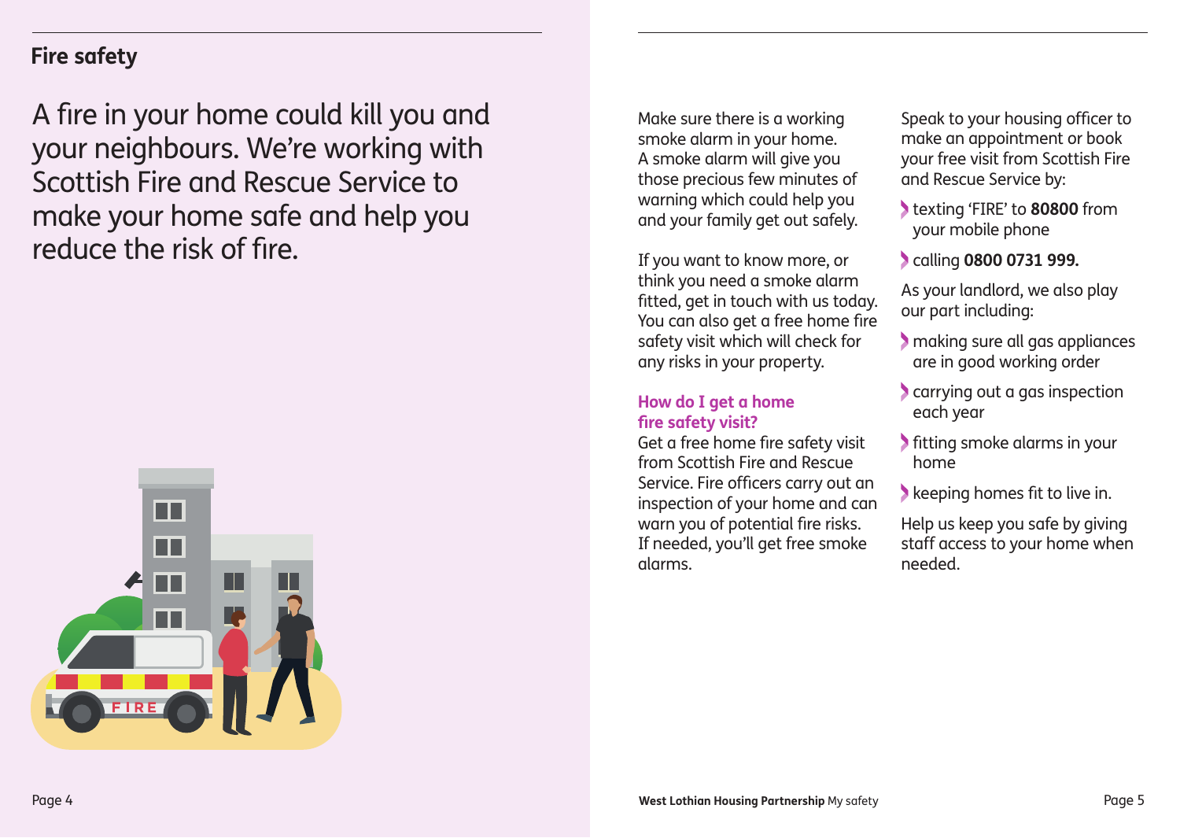## Fire safety

A fire in your home could kill you and your neighbours. We're working with Scottish Fire and Rescue Service to make your home safe and help you reduce the risk of fire.

Make sure there is a working smoke alarm in your home. A smoke alarm will give you those precious few minutes of warning which could help you and your family get out safely.

If you want to know more, or think you need a smoke alarm fitted, get in touch with us today. You can also get a free home fire safety visit which will check for any risks in your property.

### How do I get a home fire safety visit?

Get a free home fire safety visit from Scottish Fire and Rescue Service. Fire officers carry out an inspection of your home and can warn you of potential fire risks. If needed, you'll get free smoke alarms.

Speak to your housing officer to make an appointment or book your free visit from Scottish Fire and Rescue Service by:

- texting 'FIRE' to **80800** from your mobile phone
- calling **0800 0731 999.**

As your landlord, we also play our part including:

- making sure all gas appliances are in good working order
- carrying out a gas inspection each year
- fitting smoke alarms in your home
- keeping homes fit to live in.

Help us keep you safe by giving staff access to your home when needed.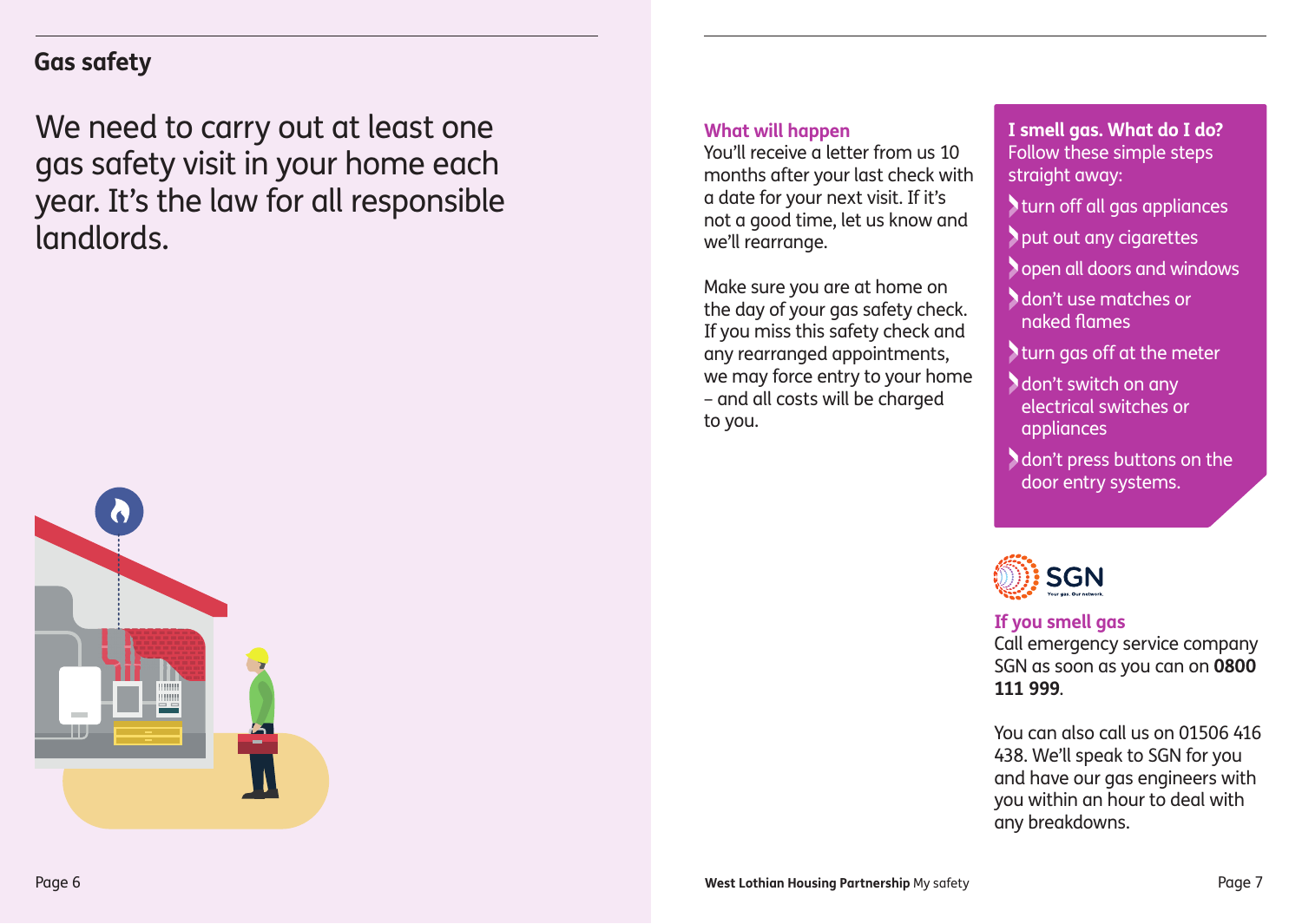## Gas safety

We need to carry out at least one gas safety visit in your home each year. It's the law for all responsible landlords.

### What will happen

You'll receive a letter from us 10 months after your last check with a date for your next visit. If it's not a good time, let us know and we'll rearrange.

Make sure you are at home on the day of your gas safety check. If you miss this safety check and any rearranged appointments, we may force entry to your home – and all costs will be charged to you.

### I smell gas. What do I do?

Follow these simple steps straight away:

- turn off all gas appliances
- put out any cigarettes
- open all doors and windows
- don't use matches or naked flames
- turn gas off at the meter
- don't switch on any electrical switches or appliances
- don't press buttons on the door entry systems.

SGN
Your gas. Our network.

### If you smell gas

Call emergency service company SGN as soon as you can on **0800 111 999**.

You can also call us on 01506 416 438. We'll speak to SGN for you and have our gas engineers with you within an hour to deal with any breakdowns.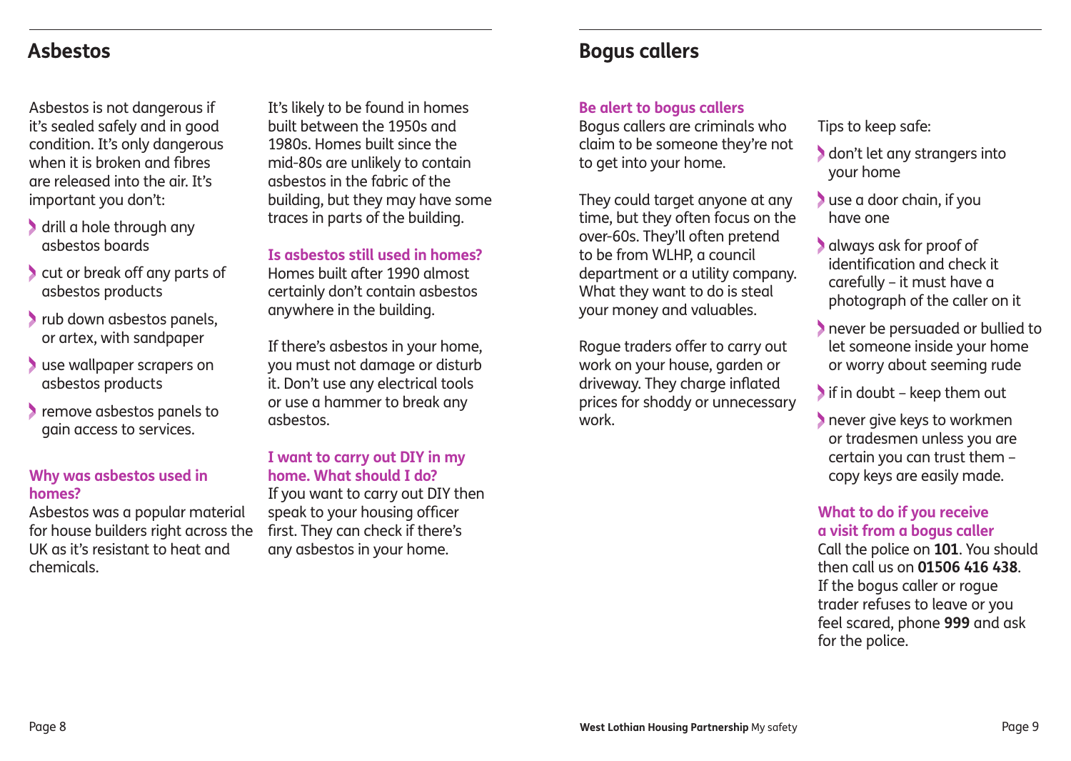## Asbestos

Asbestos is not dangerous if it's sealed safely and in good condition. It's only dangerous when it is broken and fibres are released into the air. It's important you don't:

- drill a hole through any asbestos boards
- cut or break off any parts of asbestos products
- rub down asbestos panels, or artex, with sandpaper
- use wallpaper scrapers on asbestos products
- remove asbestos panels to gain access to services.

### Why was asbestos used in homes?

Asbestos was a popular material for house builders right across the UK as it's resistant to heat and chemicals.

It's likely to be found in homes built between the 1950s and 1980s. Homes built since the mid-80s are unlikely to contain asbestos in the fabric of the building, but they may have some traces in parts of the building.

### Is asbestos still used in homes?

Homes built after 1990 almost certainly don't contain asbestos anywhere in the building.

If there's asbestos in your home, you must not damage or disturb it. Don't use any electrical tools or use a hammer to break any asbestos.

### I want to carry out DIY in my home. What should I do?

If you want to carry out DIY then speak to your housing officer first. They can check if there's any asbestos in your home.

## Bogus callers

### Be alert to bogus callers

Bogus callers are criminals who claim to be someone they're not to get into your home.

They could target anyone at any time, but they often focus on the over-60s. They'll often pretend to be from WLHP, a council department or a utility company. What they want to do is steal your money and valuables.

Rogue traders offer to carry out work on your house, garden or driveway. They charge inflated prices for shoddy or unnecessary work.

Tips to keep safe:

- don't let any strangers into your home
- use a door chain, if you have one
- always ask for proof of identification and check it carefully – it must have a photograph of the caller on it
- never be persuaded or bullied to let someone inside your home or worry about seeming rude
- if in doubt – keep them out
- never give keys to workmen or tradesmen unless you are certain you can trust them – copy keys are easily made.

### What to do if you receive a visit from a bogus caller

Call the police on **101**. You should then call us on **01506 416 438**. If the bogus caller or rogue trader refuses to leave or you feel scared, phone **999** and ask for the police.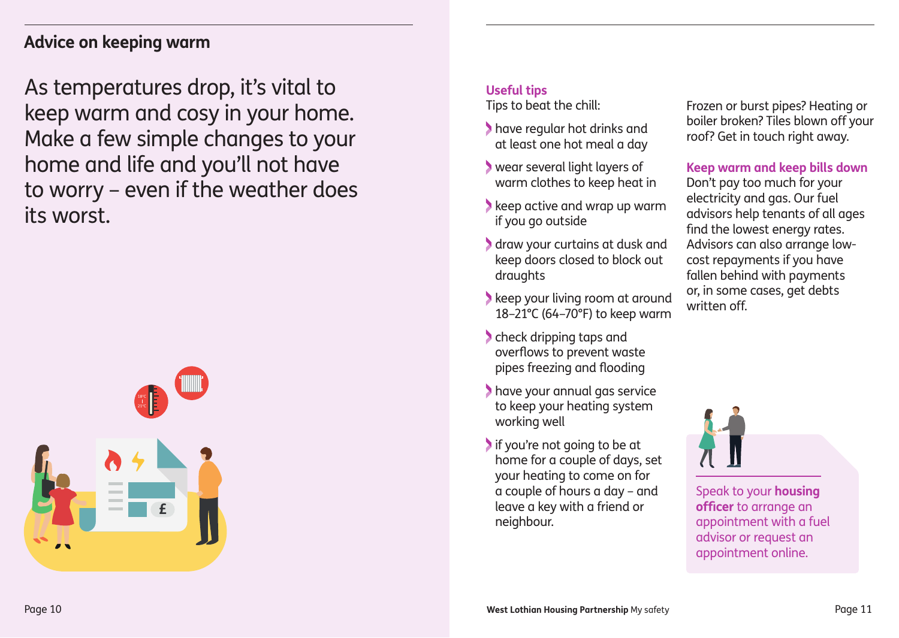## Advice on keeping warm

As temperatures drop, it's vital to keep warm and cosy in your home. Make a few simple changes to your home and life and you'll not have to worry – even if the weather does its worst.

### Useful tips

Tips to beat the chill:

- have regular hot drinks and at least one hot meal a day
- wear several light layers of warm clothes to keep heat in
- keep active and wrap up warm if you go outside
- draw your curtains at dusk and keep doors closed to block out draughts
- keep your living room at around 18–21°C (64–70°F) to keep warm
- check dripping taps and overflows to prevent waste pipes freezing and flooding
- have your annual gas service to keep your heating system working well
- if you're not going to be at home for a couple of days, set your heating to come on for a couple of hours a day – and leave a key with a friend or neighbour.

Frozen or burst pipes? Heating or boiler broken? Tiles blown off your roof? Get in touch right away.

### Keep warm and keep bills down

Don't pay too much for your electricity and gas. Our fuel advisors help tenants of all ages find the lowest energy rates. Advisors can also arrange low-cost repayments if you have fallen behind with payments or, in some cases, get debts written off.

Speak to your **housing officer** to arrange an appointment with a fuel advisor or request an appointment online.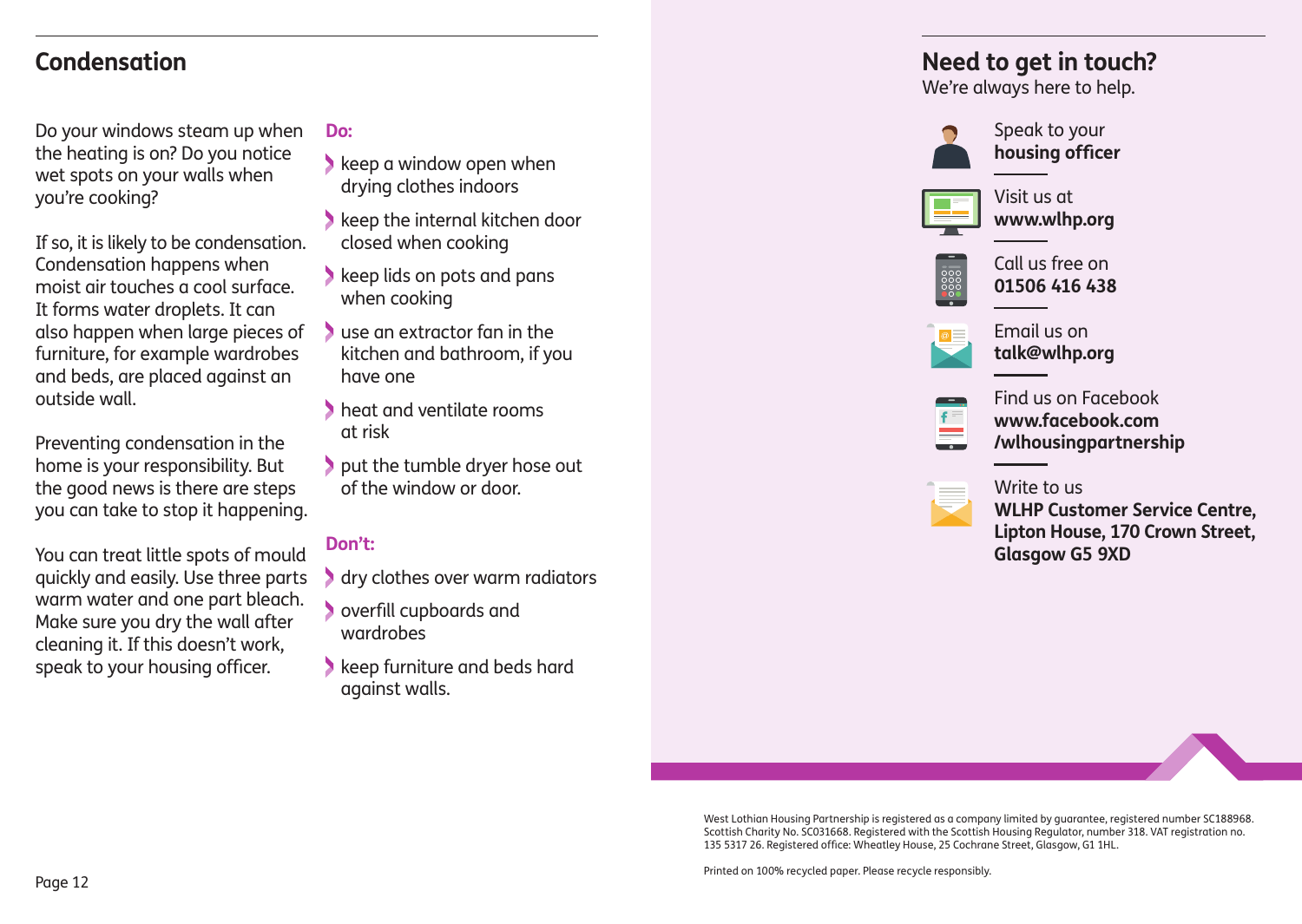## Condensation

Do your windows steam up when the heating is on? Do you notice wet spots on your walls when you're cooking?

If so, it is likely to be condensation. Condensation happens when moist air touches a cool surface. It forms water droplets. It can also happen when large pieces of furniture, for example wardrobes and beds, are placed against an outside wall.

Preventing condensation in the home is your responsibility. But the good news is there are steps you can take to stop it happening.

You can treat little spots of mould quickly and easily. Use three parts warm water and one part bleach. Make sure you dry the wall after cleaning it. If this doesn't work, speak to your housing officer.

**Do:**

- keep a window open when drying clothes indoors
- keep the internal kitchen door closed when cooking
- keep lids on pots and pans when cooking
- use an extractor fan in the kitchen and bathroom, if you have one
- heat and ventilate rooms at risk
- put the tumble dryer hose out of the window or door.

**Don't:**

- dry clothes over warm radiators
- overfill cupboards and wardrobes
- keep furniture and beds hard against walls.

## Need to get in touch?

We're always here to help.

Speak to your **housing officer**

Visit us at **www.wlhp.org**

Call us free on **01506 416 438**

Email us on **talk@wlhp.org**

Find us on Facebook **www.facebook.com /wlhousingpartnership**

Write to us **WLHP Customer Service Centre, Lipton House, 170 Crown Street, Glasgow G5 9XD**

West Lothian Housing Partnership is registered as a company limited by guarantee, registered number SC188968. Scottish Charity No. SC031668. Registered with the Scottish Housing Regulator, number 318. VAT registration no. 135 5317 26. Registered office: Wheatley House, 25 Cochrane Street, Glasgow, G1 1HL.

Printed on 100% recycled paper. Please recycle responsibly.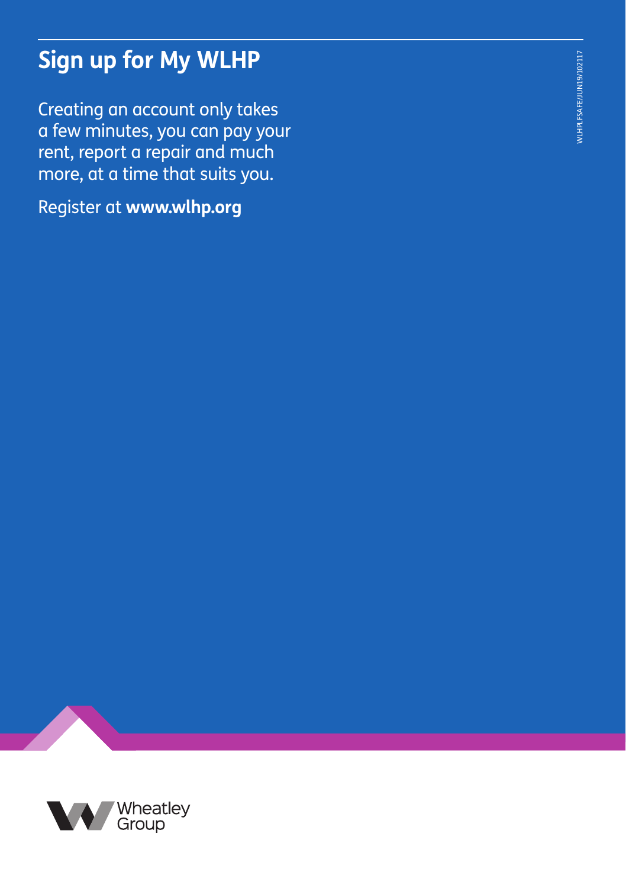## Sign up for My WLHP

Creating an account only takes a few minutes, you can pay your rent, report a repair and much more, at a time that suits you.

Register at **www.wlhp.org**

WLHPLFSAFE/JUN19/102117

Wheatley Group